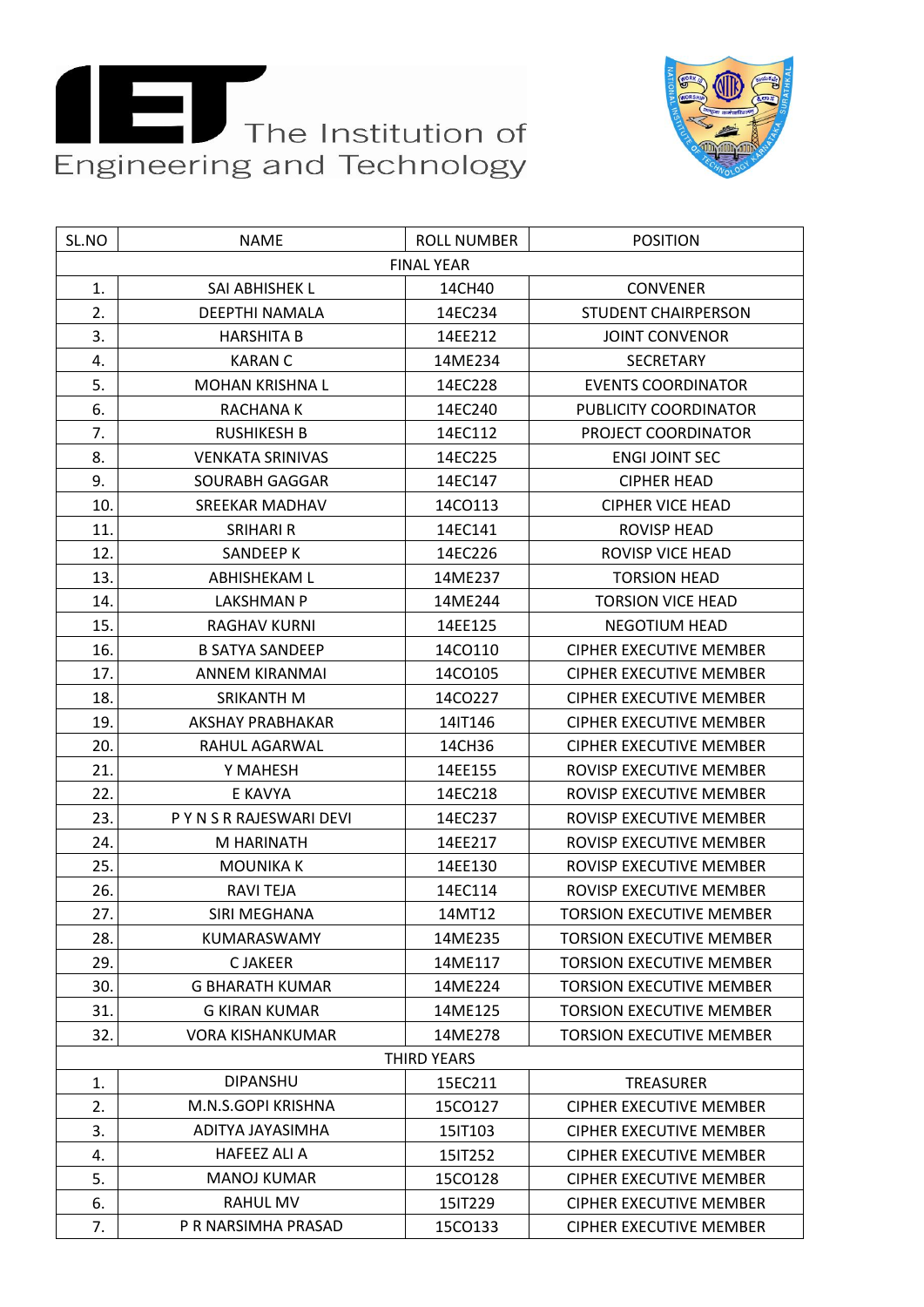The Institution of Engineering and Technology

| SL.NO | NAME | ROLL NUMBER | POSITION |
|---|---|---|---|
| FINAL YEAR | | | |
| 1. | SAI ABHISHEK L | 14CH40 | CONVENER |
| 2. | DEEPTHI NAMALA | 14EC234 | STUDENT CHAIRPERSON |
| 3. | HARSHITA B | 14EE212 | JOINT CONVENOR |
| 4. | KARAN C | 14ME234 | SECRETARY |
| 5. | MOHAN KRISHNA L | 14EC228 | EVENTS COORDINATOR |
| 6. | RACHANA K | 14EC240 | PUBLICITY COORDINATOR |
| 7. | RUSHIKESH B | 14EC112 | PROJECT COORDINATOR |
| 8. | VENKATA SRINIVAS | 14EC225 | ENGI JOINT SEC |
| 9. | SOURABH GAGGAR | 14EC147 | CIPHER HEAD |
| 10. | SREEKAR MADHAV | 14CO113 | CIPHER VICE HEAD |
| 11. | SRIHARI R | 14EC141 | ROVISP HEAD |
| 12. | SANDEEP K | 14EC226 | ROVISP VICE HEAD |
| 13. | ABHISHEKAM L | 14ME237 | TORSION HEAD |
| 14. | LAKSHMAN P | 14ME244 | TORSION VICE HEAD |
| 15. | RAGHAV KURNI | 14EE125 | NEGOTIUM HEAD |
| 16. | B SATYA SANDEEP | 14CO110 | CIPHER EXECUTIVE MEMBER |
| 17. | ANNEM KIRANMAI | 14CO105 | CIPHER EXECUTIVE MEMBER |
| 18. | SRIKANTH M | 14CO227 | CIPHER EXECUTIVE MEMBER |
| 19. | AKSHAY PRABHAKAR | 14IT146 | CIPHER EXECUTIVE MEMBER |
| 20. | RAHUL AGARWAL | 14CH36 | CIPHER EXECUTIVE MEMBER |
| 21. | Y MAHESH | 14EE155 | ROVISP EXECUTIVE MEMBER |
| 22. | E KAVYA | 14EC218 | ROVISP EXECUTIVE MEMBER |
| 23. | P Y N S R RAJESWARI DEVI | 14EC237 | ROVISP EXECUTIVE MEMBER |
| 24. | M HARINATH | 14EE217 | ROVISP EXECUTIVE MEMBER |
| 25. | MOUNIKA K | 14EE130 | ROVISP EXECUTIVE MEMBER |
| 26. | RAVI TEJA | 14EC114 | ROVISP EXECUTIVE MEMBER |
| 27. | SIRI MEGHANA | 14MT12 | TORSION EXECUTIVE MEMBER |
| 28. | KUMARASWAMY | 14ME235 | TORSION EXECUTIVE MEMBER |
| 29. | C JAKEER | 14ME117 | TORSION EXECUTIVE MEMBER |
| 30. | G BHARATH KUMAR | 14ME224 | TORSION EXECUTIVE MEMBER |
| 31. | G KIRAN KUMAR | 14ME125 | TORSION EXECUTIVE MEMBER |
| 32. | VORA KISHANKUMAR | 14ME278 | TORSION EXECUTIVE MEMBER |
| THIRD YEARS | | | |
| 1. | DIPANSHU | 15EC211 | TREASURER |
| 2. | M.N.S.GOPI KRISHNA | 15CO127 | CIPHER EXECUTIVE MEMBER |
| 3. | ADITYA JAYASIMHA | 15IT103 | CIPHER EXECUTIVE MEMBER |
| 4. | HAFEEZ ALI A | 15IT252 | CIPHER EXECUTIVE MEMBER |
| 5. | MANOJ KUMAR | 15CO128 | CIPHER EXECUTIVE MEMBER |
| 6. | RAHUL MV | 15IT229 | CIPHER EXECUTIVE MEMBER |
| 7. | P R NARSIMHA PRASAD | 15CO133 | CIPHER EXECUTIVE MEMBER |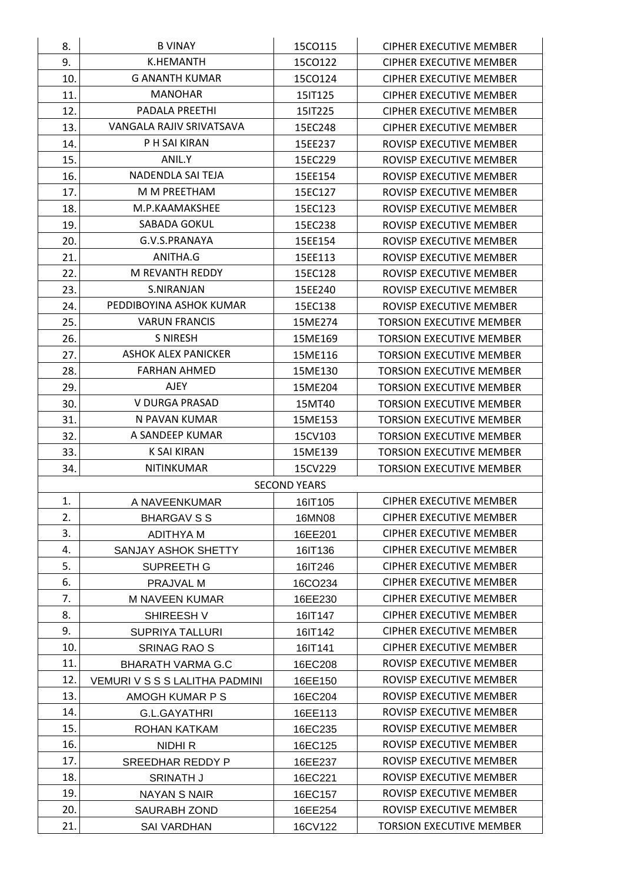| | | | |
|---|---|---|---|
| 8. | B VINAY | 15CO115 | CIPHER EXECUTIVE MEMBER |
| 9. | K.HEMANTH | 15CO122 | CIPHER EXECUTIVE MEMBER |
| 10. | G ANANTH KUMAR | 15CO124 | CIPHER EXECUTIVE MEMBER |
| 11. | MANOHAR | 15IT125 | CIPHER EXECUTIVE MEMBER |
| 12. | PADALA PREETHI | 15IT225 | CIPHER EXECUTIVE MEMBER |
| 13. | VANGALA RAJIV SRIVATSAVA | 15EC248 | CIPHER EXECUTIVE MEMBER |
| 14. | P H SAI KIRAN | 15EE237 | ROVISP EXECUTIVE MEMBER |
| 15. | ANIL.Y | 15EC229 | ROVISP EXECUTIVE MEMBER |
| 16. | NADENDLA SAI TEJA | 15EE154 | ROVISP EXECUTIVE MEMBER |
| 17. | M M PREETHAM | 15EC127 | ROVISP EXECUTIVE MEMBER |
| 18. | M.P.KAAMAKSHEE | 15EC123 | ROVISP EXECUTIVE MEMBER |
| 19. | SABADA GOKUL | 15EC238 | ROVISP EXECUTIVE MEMBER |
| 20. | G.V.S.PRANAYA | 15EE154 | ROVISP EXECUTIVE MEMBER |
| 21. | ANITHA.G | 15EE113 | ROVISP EXECUTIVE MEMBER |
| 22. | M REVANTH REDDY | 15EC128 | ROVISP EXECUTIVE MEMBER |
| 23. | S.NIRANJAN | 15EE240 | ROVISP EXECUTIVE MEMBER |
| 24. | PEDDIBOYINA ASHOK KUMAR | 15EC138 | ROVISP EXECUTIVE MEMBER |
| 25. | VARUN FRANCIS | 15ME274 | TORSION EXECUTIVE MEMBER |
| 26. | S NIRESH | 15ME169 | TORSION EXECUTIVE MEMBER |
| 27. | ASHOK ALEX PANICKER | 15ME116 | TORSION EXECUTIVE MEMBER |
| 28. | FARHAN AHMED | 15ME130 | TORSION EXECUTIVE MEMBER |
| 29. | AJEY | 15ME204 | TORSION EXECUTIVE MEMBER |
| 30. | V DURGA PRASAD | 15MT40 | TORSION EXECUTIVE MEMBER |
| 31. | N PAVAN KUMAR | 15ME153 | TORSION EXECUTIVE MEMBER |
| 32. | A SANDEEP KUMAR | 15CV103 | TORSION EXECUTIVE MEMBER |
| 33. | K SAI KIRAN | 15ME139 | TORSION EXECUTIVE MEMBER |
| 34. | NITINKUMAR | 15CV229 | TORSION EXECUTIVE MEMBER |
| | | SECOND YEARS | |
| 1. | A NAVEENKUMAR | 16IT105 | CIPHER EXECUTIVE MEMBER |
| 2. | BHARGAV S S | 16MN08 | CIPHER EXECUTIVE MEMBER |
| 3. | ADITHYA M | 16EE201 | CIPHER EXECUTIVE MEMBER |
| 4. | SANJAY ASHOK SHETTY | 16IT136 | CIPHER EXECUTIVE MEMBER |
| 5. | SUPREETH G | 16IT246 | CIPHER EXECUTIVE MEMBER |
| 6. | PRAJVAL M | 16CO234 | CIPHER EXECUTIVE MEMBER |
| 7. | M NAVEEN KUMAR | 16EE230 | CIPHER EXECUTIVE MEMBER |
| 8. | SHIREESH V | 16IT147 | CIPHER EXECUTIVE MEMBER |
| 9. | SUPRIYA TALLURI | 16IT142 | CIPHER EXECUTIVE MEMBER |
| 10. | SRINAG RAO S | 16IT141 | CIPHER EXECUTIVE MEMBER |
| 11. | BHARATH VARMA G.C | 16EC208 | ROVISP EXECUTIVE MEMBER |
| 12. | VEMURI V S S S LALITHA PADMINI | 16EE150 | ROVISP EXECUTIVE MEMBER |
| 13. | AMOGH KUMAR P S | 16EC204 | ROVISP EXECUTIVE MEMBER |
| 14. | G.L.GAYATHRI | 16EE113 | ROVISP EXECUTIVE MEMBER |
| 15. | ROHAN KATKAM | 16EC235 | ROVISP EXECUTIVE MEMBER |
| 16. | NIDHI R | 16EC125 | ROVISP EXECUTIVE MEMBER |
| 17. | SREEDHAR REDDY P | 16EE237 | ROVISP EXECUTIVE MEMBER |
| 18. | SRINATH J | 16EC221 | ROVISP EXECUTIVE MEMBER |
| 19. | NAYAN S NAIR | 16EC157 | ROVISP EXECUTIVE MEMBER |
| 20. | SAURABH ZOND | 16EE254 | ROVISP EXECUTIVE MEMBER |
| 21. | SAI VARDHAN | 16CV122 | TORSION EXECUTIVE MEMBER |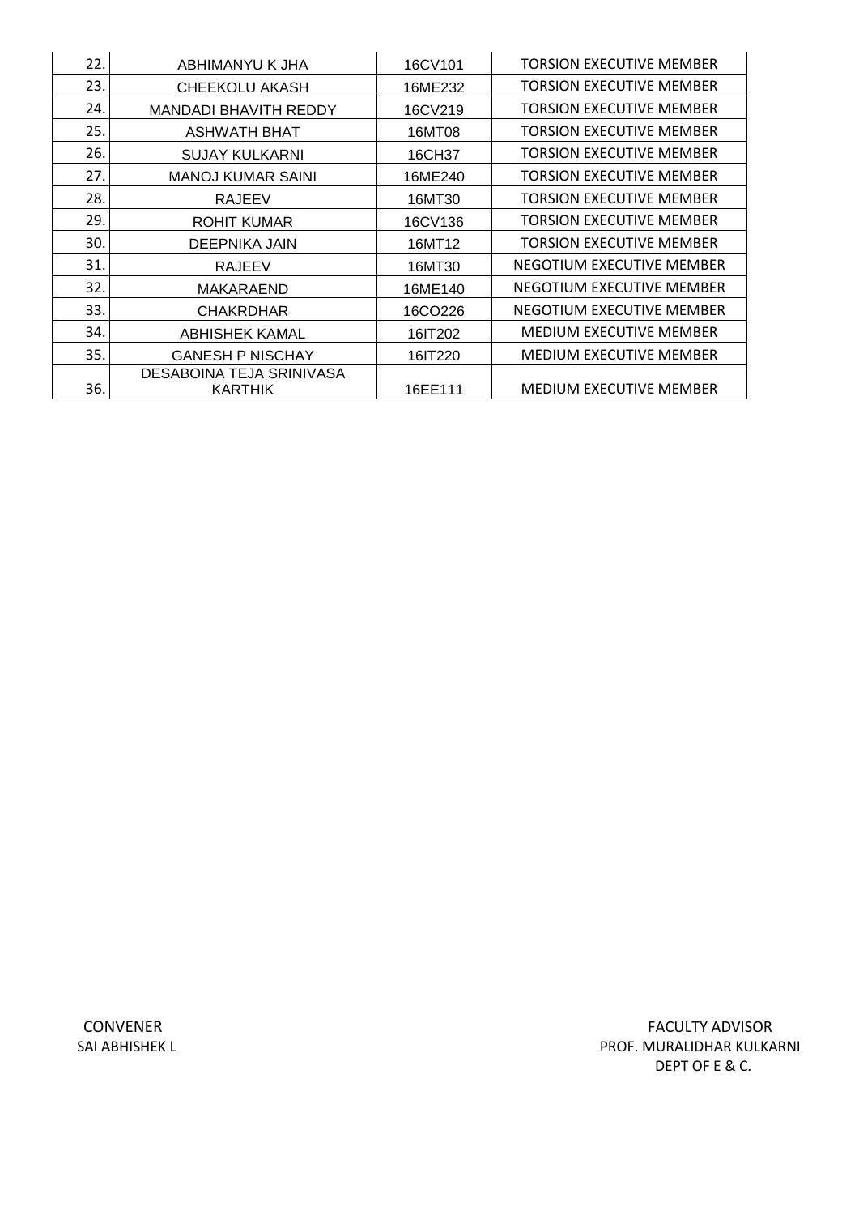| | | | |
|---|---|---|---|
| 22. | ABHIMANYU K JHA | 16CV101 | TORSION EXECUTIVE MEMBER |
| 23. | CHEEKOLU AKASH | 16ME232 | TORSION EXECUTIVE MEMBER |
| 24. | MANDADI BHAVITH REDDY | 16CV219 | TORSION EXECUTIVE MEMBER |
| 25. | ASHWATH BHAT | 16MT08 | TORSION EXECUTIVE MEMBER |
| 26. | SUJAY KULKARNI | 16CH37 | TORSION EXECUTIVE MEMBER |
| 27. | MANOJ KUMAR SAINI | 16ME240 | TORSION EXECUTIVE MEMBER |
| 28. | RAJEEV | 16MT30 | TORSION EXECUTIVE MEMBER |
| 29. | ROHIT KUMAR | 16CV136 | TORSION EXECUTIVE MEMBER |
| 30. | DEEPNIKA JAIN | 16MT12 | TORSION EXECUTIVE MEMBER |
| 31. | RAJEEV | 16MT30 | NEGOTIUM EXECUTIVE MEMBER |
| 32. | MAKARAEND | 16ME140 | NEGOTIUM EXECUTIVE MEMBER |
| 33. | CHAKRDHAR | 16CO226 | NEGOTIUM EXECUTIVE MEMBER |
| 34. | ABHISHEK KAMAL | 16IT202 | MEDIUM EXECUTIVE MEMBER |
| 35. | GANESH P NISCHAY | 16IT220 | MEDIUM EXECUTIVE MEMBER |
| 36. | DESABOINA TEJA SRINIVASA KARTHIK | 16EE111 | MEDIUM EXECUTIVE MEMBER |

CONVENER
SAI ABHISHEK L

FACULTY ADVISOR
PROF. MURALIDHAR KULKARNI
DEPT OF E & C.